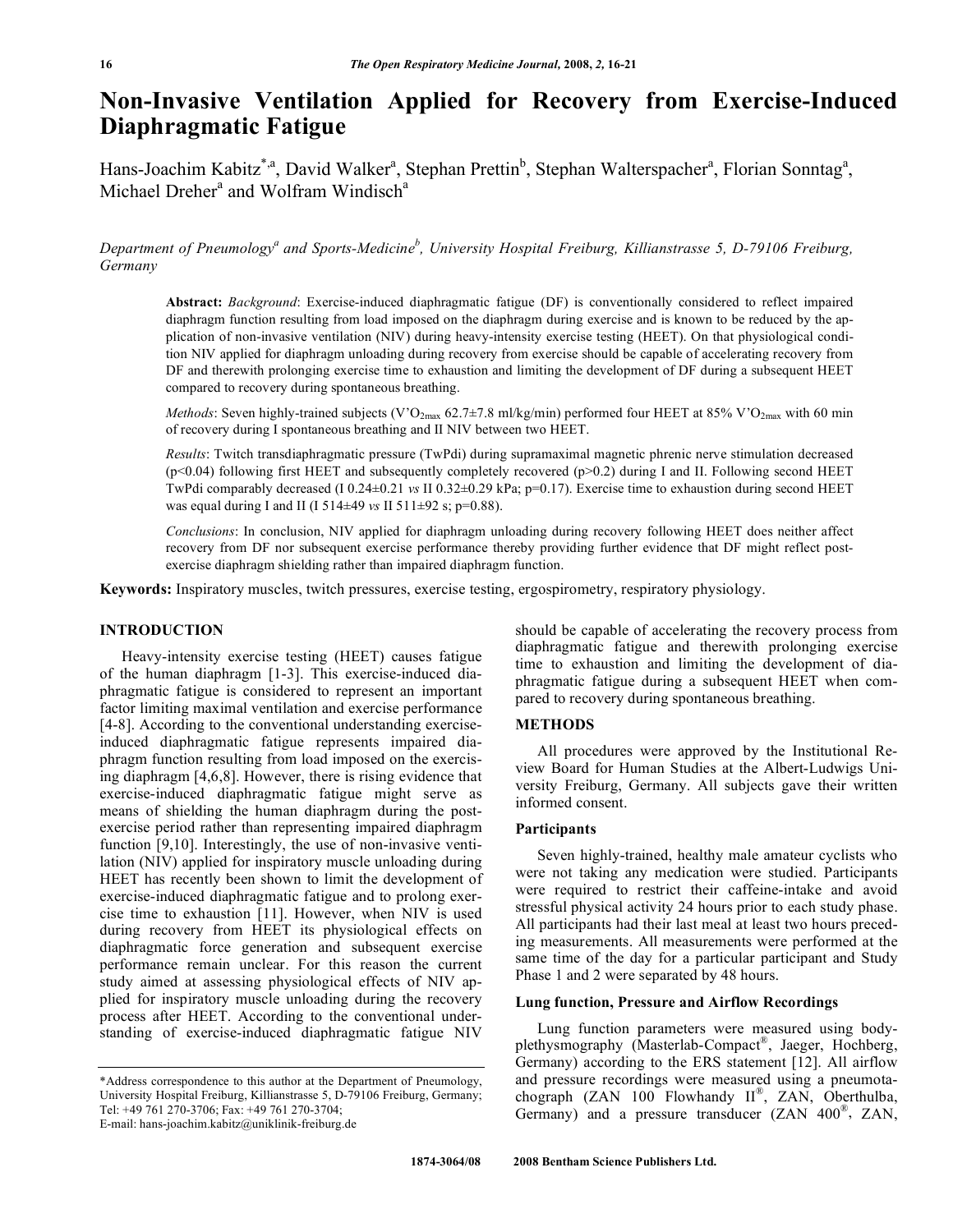# Non-Invasive Ventilation Applied for Recovery from Exercise-Induced Diaphragmatic Fatigue

Hans-Joachim Kabitz[*,a], David Walker[a], Stephan Prettin[b], Stephan Walterspacher[a], Florian Sonntag[a], Michael Dreher[a] and Wolfram Windisch[a]

*Department of Pneumology[a] and Sports-Medicine[b], University Hospital Freiburg, Killianstrasse 5, D-79106 Freiburg, Germany*

**Abstract:** *Background*: Exercise-induced diaphragmatic fatigue (DF) is conventionally considered to reflect impaired diaphragm function resulting from load imposed on the diaphragm during exercise and is known to be reduced by the application of non-invasive ventilation (NIV) during heavy-intensity exercise testing (HEET). On that physiological condition NIV applied for diaphragm unloading during recovery from exercise should be capable of accelerating recovery from DF and therewith prolonging exercise time to exhaustion and limiting the development of DF during a subsequent HEET compared to recovery during spontaneous breathing.

*Methods*: Seven highly-trained subjects ($V'O_{2max}$ 62.7±7.8 ml/kg/min) performed four HEET at 85% $V'O_{2max}$ with 60 min of recovery during I spontaneous breathing and II NIV between two HEET.

*Results*: Twitch transdiaphragmatic pressure (TwPdi) during supramaximal magnetic phrenic nerve stimulation decreased ($p<0.04$) following first HEET and subsequently completely recovered ($p>0.2$) during I and II. Following second HEET TwPdi comparably decreased (I 0.24±0.21 *vs* II 0.32±0.29 kPa; p=0.17). Exercise time to exhaustion during second HEET was equal during I and II (I 514±49 *vs* II 511±92 s; p=0.88).

*Conclusions*: In conclusion, NIV applied for diaphragm unloading during recovery following HEET does neither affect recovery from DF nor subsequent exercise performance thereby providing further evidence that DF might reflect post-exercise diaphragm shielding rather than impaired diaphragm function.

**Keywords:** Inspiratory muscles, twitch pressures, exercise testing, ergospirometry, respiratory physiology.

## INTRODUCTION

Heavy-intensity exercise testing (HEET) causes fatigue of the human diaphragm [1-3]. This exercise-induced diaphragmatic fatigue is considered to represent an important factor limiting maximal ventilation and exercise performance [4-8]. According to the conventional understanding exercise-induced diaphragmatic fatigue represents impaired diaphragm function resulting from load imposed on the exercising diaphragm [4,6,8]. However, there is rising evidence that exercise-induced diaphragmatic fatigue might serve as means of shielding the human diaphragm during the post-exercise period rather than representing impaired diaphragm function [9,10]. Interestingly, the use of non-invasive ventilation (NIV) applied for inspiratory muscle unloading during HEET has recently been shown to limit the development of exercise-induced diaphragmatic fatigue and to prolong exercise time to exhaustion [11]. However, when NIV is used during recovery from HEET its physiological effects on diaphragmatic force generation and subsequent exercise performance remain unclear. For this reason the current study aimed at assessing physiological effects of NIV applied for inspiratory muscle unloading during the recovery process after HEET. According to the conventional understanding of exercise-induced diaphragmatic fatigue NIV should be capable of accelerating the recovery process from diaphragmatic fatigue and therewith prolonging exercise time to exhaustion and limiting the development of diaphragmatic fatigue during a subsequent HEET when compared to recovery during spontaneous breathing.

## METHODS

All procedures were approved by the Institutional Review Board for Human Studies at the Albert-Ludwigs University Freiburg, Germany. All subjects gave their written informed consent.

### Participants

Seven highly-trained, healthy male amateur cyclists who were not taking any medication were studied. Participants were required to restrict their caffeine-intake and avoid stressful physical activity 24 hours prior to each study phase. All participants had their last meal at least two hours preceding measurements. All measurements were performed at the same time of the day for a particular participant and Study Phase 1 and 2 were separated by 48 hours.

### Lung function, Pressure and Airflow Recordings

Lung function parameters were measured using body-plethysmography (Masterlab-Compact®, Jaeger, Hochberg, Germany) according to the ERS statement [12]. All airflow and pressure recordings were measured using a pneumotachograph (ZAN 100 Flowhandy II®, ZAN, Oberthulba, Germany) and a pressure transducer (ZAN 400®, ZAN,

*Address correspondence to this author at the Department of Pneumology, University Hospital Freiburg, Killianstrasse 5, 79106 Freiburg, Germany; Tel: +49 761 270-3706; Fax: +49 761 270-3704; E-mail: hans-joachim.kabitz@uniklinik-freiburg.de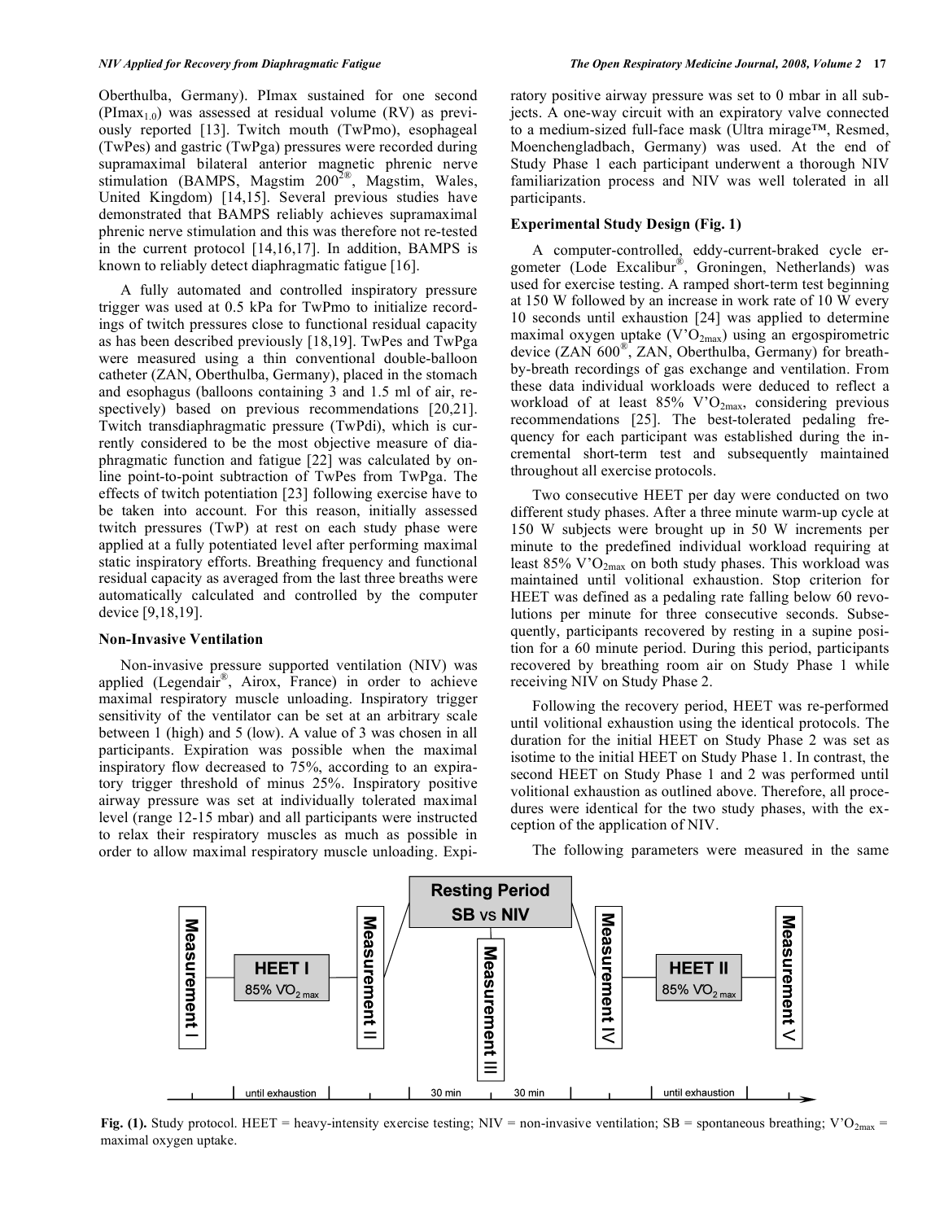Oberthulba, Germany). PImax sustained for one second ($PImax_{1.0}$) was assessed at residual volume (RV) as previously reported [13]. Twitch mouth (TwPmo), esophageal (TwPes) and gastric (TwPga) pressures were recorded during supramaximal bilateral anterior magnetic phrenic nerve stimulation (BAMPS, Magstim $200^{2®}$, Magstim, Wales, United Kingdom) [14,15]. Several previous studies have demonstrated that BAMPS reliably achieves supramaximal phrenic nerve stimulation and this was therefore not re-tested in the current protocol [14,16,17]. In addition, BAMPS is known to reliably detect diaphragmatic fatigue [16].

A fully automated and controlled inspiratory pressure trigger was used at 0.5 kPa for TwPmo to initialize recordings of twitch pressures close to functional residual capacity as has been described previously [18,19]. TwPes and TwPga were measured using a thin conventional double-balloon catheter (ZAN, Oberthulba, Germany), placed in the stomach and esophagus (balloons containing 3 and 1.5 ml of air, respectively) based on previous recommendations [20,21]. Twitch transdiaphragmatic pressure (TwPdi), which is currently considered to be the most objective measure of diaphragmatic function and fatigue [22] was calculated by online point-to-point subtraction of TwPes from TwPga. The effects of twitch potentiation [23] following exercise have to be taken into account. For this reason, initially assessed twitch pressures (TwP) at rest on each study phase were applied at a fully potentiated level after performing maximal static inspiratory efforts. Breathing frequency and functional residual capacity as averaged from the last three breaths were automatically calculated and controlled by the computer device [9,18,19].

### Non-Invasive Ventilation

Non-invasive pressure supported ventilation (NIV) was applied (Legendair®, Airox, France) in order to achieve maximal respiratory muscle unloading. Inspiratory trigger sensitivity of the ventilator can be set at an arbitrary scale between 1 (high) and 5 (low). A value of 3 was chosen in all participants. Expiration was possible when the maximal inspiratory flow decreased to 75%, according to an expiratory trigger threshold of minus 25%. Inspiratory positive airway pressure was set at individually tolerated maximal level (range 12-15 mbar) and all participants were instructed to relax their respiratory muscles as much as possible in order to allow maximal respiratory muscle unloading. Expiratory positive airway pressure was set to 0 mbar in all subjects. A one-way circuit with an expiratory valve connected to a medium-sized full-face mask (Ultra mirage™, Resmed, Moenchengladbach, Germany) was used. At the end of Study Phase 1 each participant underwent a thorough NIV familiarization process and NIV was well tolerated in all participants.

### Experimental Study Design (Fig. 1)

A computer-controlled, eddy-current-braked cycle ergometer (Lode Excalibur®, Groningen, Netherlands) was used for exercise testing. A ramped short-term test beginning at 150 W followed by an increase in work rate of 10 W every 10 seconds until exhaustion [24] was applied to determine maximal oxygen uptake ($V'O_{2max}$) using an ergospirometric device (ZAN 600®, ZAN, Oberthulba, Germany) for breath-by-breath recordings of gas exchange and ventilation. From these data individual workloads were deduced to reflect a workload of at least 85% $V'O_{2max}$, considering previous recommendations [25]. The best-tolerated pedaling frequency for each participant was established during the incremental short-term test and subsequently maintained throughout all exercise protocols.

Two consecutive HEET per day were conducted on two different study phases. After a three minute warm-up cycle at 150 W subjects were brought up in 50 W increments per minute to the predefined individual workload requiring at least 85% $V'O_{2max}$ on both study phases. This workload was maintained until volitional exhaustion. Stop criterion for HEET was defined as a pedaling rate falling below 60 revolutions per minute for three consecutive seconds. Subsequently, participants recovered by resting in a supine position for a 60 minute period. During this period, participants recovered by breathing room air on Study Phase 1 while receiving NIV on Study Phase 2.

Following the recovery period, HEET was re-performed until volitional exhaustion using the identical protocols. The duration for the initial HEET on Study Phase 2 was set as isotime to the initial HEET on Study Phase 1. In contrast, the second HEET on Study Phase 1 and 2 was performed until volitional exhaustion as outlined above. Therefore, all procedures were identical for the two study phases, with the exception of the application of NIV.

The following parameters were measured in the same

Measurement I | HEET I 85% $VO_{2\,max}$ | Measurement II | Resting Period SB vs NIV | Measurement III | Measurement IV | HEET II 85% $VO_{2\,max}$ | Measurement V

until exhaustion | 30 min | 30 min | until exhaustion

**Fig. (1).** Study protocol. HEET = heavy-intensity exercise testing; NIV = non-invasive ventilation; SB = spontaneous breathing; $V'O_{2max}$ = maximal oxygen uptake.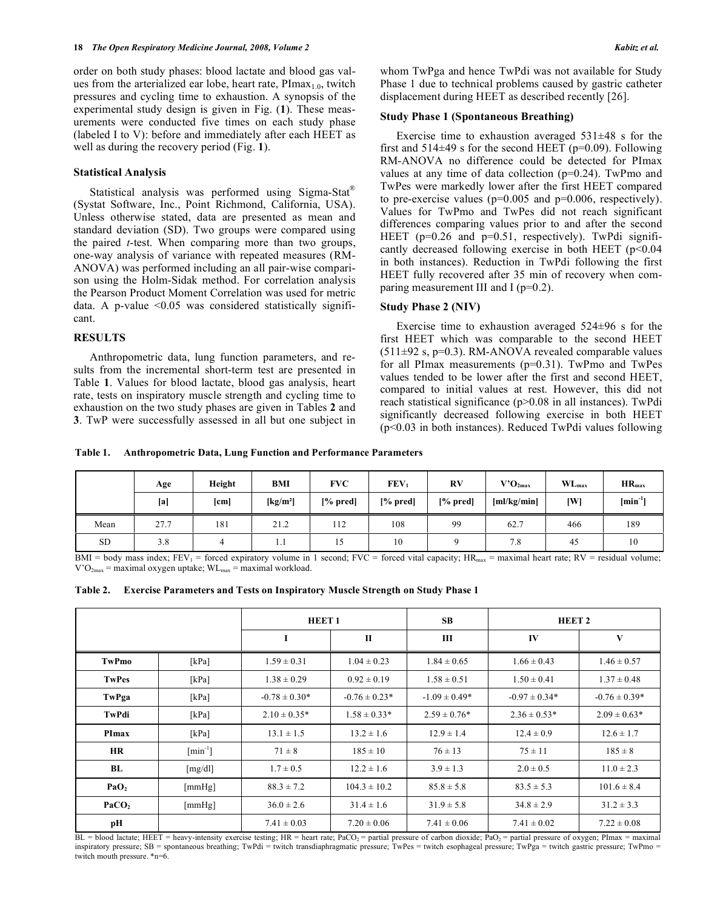order on both study phases: blood lactate and blood gas values from the arterialized ear lobe, heart rate, $PImax_{1.0}$, twitch pressures and cycling time to exhaustion. A synopsis of the experimental study design is given in Fig. (**1**). These measurements were conducted five times on each study phase (labeled I to V): before and immediately after each HEET as well as during the recovery period (Fig. **1**).

### Statistical Analysis

Statistical analysis was performed using Sigma-Stat® (Systat Software, Inc., Point Richmond, California, USA). Unless otherwise stated, data are presented as mean and standard deviation (SD). Two groups were compared using the paired *t*-test. When comparing more than two groups, one-way analysis of variance with repeated measures (RM-ANOVA) was performed including an all pair-wise comparison using the Holm-Sidak method. For correlation analysis the Pearson Product Moment Correlation was used for metric data. A p-value <0.05 was considered statistically significant.

## RESULTS

Anthropometric data, lung function parameters, and results from the incremental short-term test are presented in Table **1**. Values for blood lactate, blood gas analysis, heart rate, tests on inspiratory muscle strength and cycling time to exhaustion on the two study phases are given in Tables **2** and **3**. TwP were successfully assessed in all but one subject in whom TwPga and hence TwPdi was not available for Study Phase 1 due to technical problems caused by gastric catheter displacement during HEET as described recently [26].

### Study Phase 1 (Spontaneous Breathing)

Exercise time to exhaustion averaged 531±48 s for the first and 514±49 s for the second HEET (p=0.09). Following RM-ANOVA no difference could be detected for PImax values at any time of data collection (p=0.24). TwPmo and TwPes were markedly lower after the first HEET compared to pre-exercise values (p=0.005 and p=0.006, respectively). Values for TwPmo and TwPes did not reach significant differences comparing values prior to and after the second HEET (p=0.26 and p=0.51, respectively). TwPdi significantly decreased following exercise in both HEET (p<0.04 in both instances). Reduction in TwPdi following the first HEET fully recovered after 35 min of recovery when comparing measurement III and I (p=0.2).

### Study Phase 2 (NIV)

Exercise time to exhaustion averaged 524±96 s for the first HEET which was comparable to the second HEET (511±92 s, p=0.3). RM-ANOVA revealed comparable values for all PImax measurements (p=0.31). TwPmo and TwPes values tended to be lower after the first and second HEET, compared to initial values at rest. However, this did not reach statistical significance (p>0.08 in all instances). TwPdi significantly decreased following exercise in both HEET (p<0.03 in both instances). Reduced TwPdi values following

**Table 1. Anthropometric Data, Lung Function and Performance Parameters**

| | Age [a] | Height [cm] | BMI [kg/m²] | FVC [% pred] | $FEV_1$ [% pred] | RV [% pred] | $V'O_{2max}$ [ml/kg/min] | $WL_{max}$ [W] | $HR_{max}$ [$min^{-1}$] |
|---|---|---|---|---|---|---|---|---|---|
| Mean | 27.7 | 181 | 21.2 | 112 | 108 | 99 | 62.7 | 466 | 189 |
| SD | 3.8 | 4 | 1.1 | 15 | 10 | 9 | 7.8 | 45 | 10 |

BMI = body mass index; $FEV_1$ = forced expiratory volume in 1 second; FVC = forced vital capacity; $HR_{max}$ = maximal heart rate; RV = residual volume; $V'O_{2max}$ = maximal oxygen uptake; $WL_{max}$ = maximal workload.

**Table 2. Exercise Parameters and Tests on Inspiratory Muscle Strength on Study Phase 1**

| | | HEET 1 | | SB | HEET 2 | |
|---|---|---|---|---|---|---|
| | | I | II | III | IV | V |
| **TwPmo** | [kPa] | 1.59 ± 0.31 | 1.04 ± 0.23 | 1.84 ± 0.65 | 1.66 ± 0.43 | 1.46 ± 0.57 |
| **TwPes** | [kPa] | 1.38 ± 0.29 | 0.92 ± 0.19 | 1.58 ± 0.51 | 1.50 ± 0.41 | 1.37 ± 0.48 |
| **TwPga** | [kPa] | -0.78 ± 0.30* | -0.76 ± 0.23* | -1.09 ± 0.49* | -0.97 ± 0.34* | -0.76 ± 0.39* |
| **TwPdi** | [kPa] | 2.10 ± 0.35* | 1.58 ± 0.33* | 2.59 ± 0.76* | 2.36 ± 0.53* | 2.09 ± 0.63* |
| **PImax** | [kPa] | 13.1 ± 1.5 | 13.2 ± 1.6 | 12.9 ± 1.4 | 12.4 ± 0.9 | 12.6 ± 1.7 |
| **HR** | [$min^{-1}$] | 71 ± 8 | 185 ± 10 | 76 ± 13 | 75 ± 11 | 185 ± 8 |
| **BL** | [mg/dl] | 1.7 ± 0.5 | 12.2 ± 1.6 | 3.9 ± 1.3 | 2.0 ± 0.5 | 11.0 ± 2.3 |
| **$PaO_2$** | [mmHg] | 88.3 ± 7.2 | 104.3 ± 10.2 | 85.8 ± 5.8 | 83.5 ± 5.3 | 101.6 ± 8.4 |
| **$PaCO_2$** | [mmHg] | 36.0 ± 2.6 | 31.4 ± 1.6 | 31.9 ± 5.8 | 34.8 ± 2.9 | 31.2 ± 3.3 |
| **pH** | | 7.41 ± 0.03 | 7.20 ± 0.06 | 7.41 ± 0.06 | 7.41 ± 0.02 | 7.22 ± 0.08 |

BL = blood lactate; HEET = heavy-intensity exercise testing; HR = heart rate; $PaCO_2$ = partial pressure of carbon dioxide; $PaO_2$ = partial pressure of oxygen; PImax = maximal inspiratory pressure; SB = spontaneous breathing; TwPdi = twitch transdiaphragmatic pressure; TwPes = twitch esophageal pressure; TwPga = twitch gastric pressure; TwPmo = twitch mouth pressure. *n=6.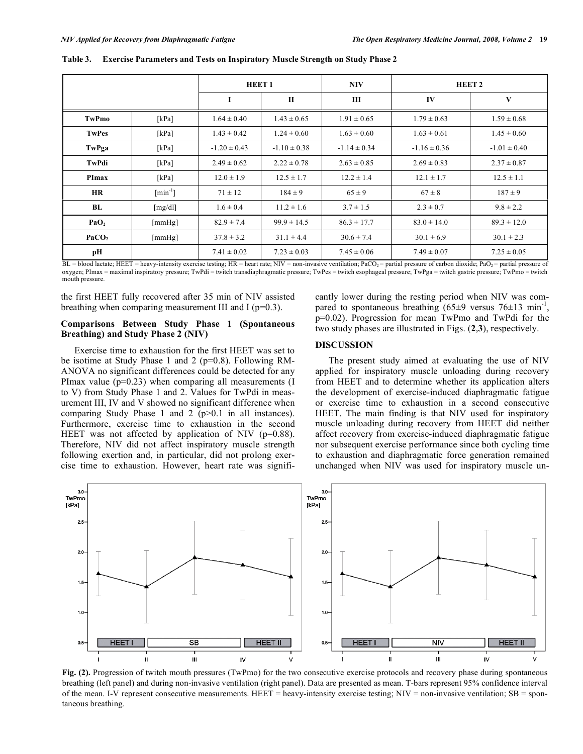**Table 3. Exercise Parameters and Tests on Inspiratory Muscle Strength on Study Phase 2**

| | | HEET 1 | | NIV | HEET 2 | |
|---|---|---|---|---|---|---|
| | | I | II | III | IV | V |
| TwPmo | [kPa] | 1.64 ± 0.40 | 1.43 ± 0.65 | 1.91 ± 0.65 | 1.79 ± 0.63 | 1.59 ± 0.68 |
| TwPes | [kPa] | 1.43 ± 0.42 | 1.24 ± 0.60 | 1.63 ± 0.60 | 1.63 ± 0.61 | 1.45 ± 0.60 |
| TwPga | [kPa] | -1.20 ± 0.43 | -1.10 ± 0.38 | -1.14 ± 0.34 | -1.16 ± 0.36 | -1.01 ± 0.40 |
| TwPdi | [kPa] | 2.49 ± 0.62 | 2.22 ± 0.78 | 2.63 ± 0.85 | 2.69 ± 0.83 | 2.37 ± 0.87 |
| PImax | [kPa] | 12.0 ± 1.9 | 12.5 ± 1.7 | 12.2 ± 1.4 | 12.1 ± 1.7 | 12.5 ± 1.1 |
| HR | [$min^{-1}$] | 71 ± 12 | 184 ± 9 | 65 ± 9 | 67 ± 8 | 187 ± 9 |
| BL | [mg/dl] | 1.6 ± 0.4 | 11.2 ± 1.6 | 3.7 ± 1.5 | 2.3 ± 0.7 | 9.8 ± 2.2 |
| $PaO_2$ | [mmHg] | 82.9 ± 7.4 | 99.9 ± 14.5 | 86.3 ± 17.7 | 83.0 ± 14.0 | 89.3 ± 12.0 |
| $PaCO_2$ | [mmHg] | 37.8 ± 3.2 | 31.1 ± 4.4 | 30.6 ± 7.4 | 30.1 ± 6.9 | 30.1 ± 2.3 |
| pH | | 7.41 ± 0.02 | 7.23 ± 0.03 | 7.45 ± 0.06 | 7.49 ± 0.07 | 7.25 ± 0.05 |

BL = blood lactate; HEET = heavy-intensity exercise testing; HR = heart rate; NIV = non-invasive ventilation; $PaCO_2$ = partial pressure of carbon dioxide; $PaO_2$ = partial pressure of oxygen; PImax = maximal inspiratory pressure; TwPdi = twitch transdiaphragmatic pressure; TwPes = twitch esophageal pressure; TwPga = twitch gastric pressure; TwPmo = twitch mouth pressure.

the first HEET fully recovered after 35 min of NIV assisted breathing when comparing measurement III and I (p=0.3).

### Comparisons Between Study Phase 1 (Spontaneous Breathing) and Study Phase 2 (NIV)

Exercise time to exhaustion for the first HEET was set to be isotime at Study Phase 1 and 2 (p=0.8). Following RM-ANOVA no significant differences could be detected for any PImax value (p=0.23) when comparing all measurements (I to V) from Study Phase 1 and 2. Values for TwPdi in measurement III, IV and V showed no significant difference when comparing Study Phase 1 and 2 (p>0.1 in all instances). Furthermore, exercise time to exhaustion in the second HEET was not affected by application of NIV (p=0.88). Therefore, NIV did not affect inspiratory muscle strength following exertion and, in particular, did not prolong exercise time to exhaustion. However, heart rate was significantly lower during the resting period when NIV was compared to spontaneous breathing (65±9 versus 76±13 $min^{-1}$, p=0.02). Progression for mean TwPmo and TwPdi for the two study phases are illustrated in Figs. (**2**,**3**), respectively.

## DISCUSSION

The present study aimed at evaluating the use of NIV applied for inspiratory muscle unloading during recovery from HEET and to determine whether its application alters the development of exercise-induced diaphragmatic fatigue or exercise time to exhaustion in a second consecutive HEET. The main finding is that NIV used for inspiratory muscle unloading during recovery from HEET did neither affect recovery from exercise-induced diaphragmatic fatigue nor subsequent exercise performance since both cycling time to exhaustion and diaphragmatic force generation remained unchanged when NIV was used for inspiratory muscle un-

**Fig. (2).** Progression of twitch mouth pressures (TwPmo) for the two consecutive exercise protocols and recovery phase during spontaneous breathing (left panel) and during non-invasive ventilation (right panel). Data are presented as mean. T-bars represent 95% confidence interval of the mean. I-V represent consecutive measurements. HEET = heavy-intensity exercise testing; NIV = non-invasive ventilation; SB = spontaneous breathing.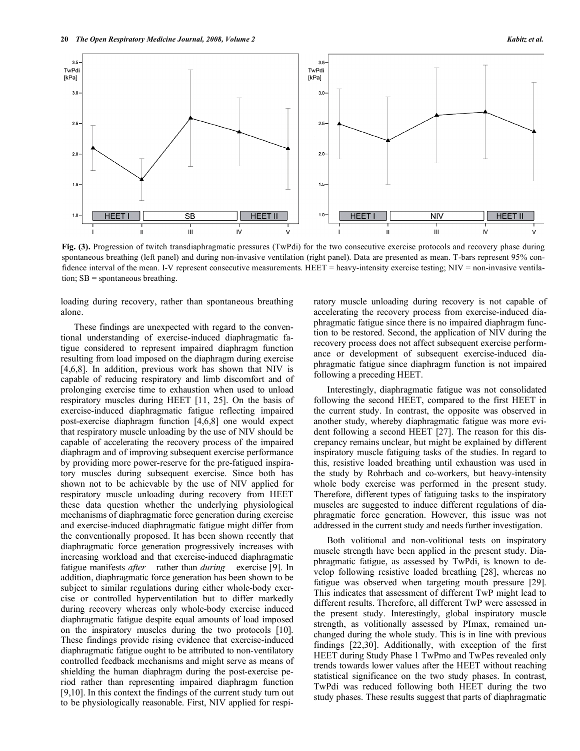Fig. (3). Progression of twitch transdiaphragmatic pressures (TwPdi) for the two consecutive exercise protocols and recovery phase during spontaneous breathing (left panel) and during non-invasive ventilation (right panel). Data are presented as mean. T-bars represent 95% confidence interval of the mean. I-V represent consecutive measurements. HEET = heavy-intensity exercise testing; NIV = non-invasive ventilation; SB = spontaneous breathing.

loading during recovery, rather than spontaneous breathing alone.

These findings are unexpected with regard to the conventional understanding of exercise-induced diaphragmatic fatigue considered to represent impaired diaphragm function resulting from load imposed on the diaphragm during exercise [4,6,8]. In addition, previous work has shown that NIV is capable of reducing respiratory and limb discomfort and of prolonging exercise time to exhaustion when used to unload respiratory muscles during HEET [11, 25]. On the basis of exercise-induced diaphragmatic fatigue reflecting impaired post-exercise diaphragm function [4,6,8] one would expect that respiratory muscle unloading by the use of NIV should be capable of accelerating the recovery process of the impaired diaphragm and of improving subsequent exercise performance by providing more power-reserve for the pre-fatigued inspiratory muscles during subsequent exercise. Since both has shown not to be achievable by the use of NIV applied for respiratory muscle unloading during recovery from HEET these data question whether the underlying physiological mechanisms of diaphragmatic force generation during exercise and exercise-induced diaphragmatic fatigue might differ from the conventionally proposed. It has been shown recently that diaphragmatic force generation progressively increases with increasing workload and that exercise-induced diaphragmatic fatigue manifests *after* – rather than *during* – exercise [9]. In addition, diaphragmatic force generation has been shown to be subject to similar regulations during either whole-body exercise or controlled hyperventilation but to differ markedly during recovery whereas only whole-body exercise induced diaphragmatic fatigue despite equal amounts of load imposed on the inspiratory muscles during the two protocols [10]. These findings provide rising evidence that exercise-induced diaphragmatic fatigue ought to be attributed to non-ventilatory controlled feedback mechanisms and might serve as means of shielding the human diaphragm during the post-exercise period rather than representing impaired diaphragm function [9,10]. In this context the findings of the current study turn out to be physiologically reasonable. First, NIV applied for respiratory muscle unloading during recovery is not capable of accelerating the recovery process from exercise-induced diaphragmatic fatigue since there is no impaired diaphragm function to be restored. Second, the application of NIV during the recovery process does not affect subsequent exercise performance or development of subsequent exercise-induced diaphragmatic fatigue since diaphragm function is not impaired following a preceding HEET.

Interestingly, diaphragmatic fatigue was not consolidated following the second HEET, compared to the first HEET in the current study. In contrast, the opposite was observed in another study, whereby diaphragmatic fatigue was more evident following a second HEET [27]. The reason for this discrepancy remains unclear, but might be explained by different inspiratory muscle fatiguing tasks of the studies. In regard to this, resistive loaded breathing until exhaustion was used in the study by Rohrbach and co-workers, but heavy-intensity whole body exercise was performed in the present study. Therefore, different types of fatiguing tasks to the inspiratory muscles are suggested to induce different regulations of diaphragmatic force generation. However, this issue was not addressed in the current study and needs further investigation.

Both volitional and non-volitional tests on inspiratory muscle strength have been applied in the present study. Diaphragmatic fatigue, as assessed by TwPdi, is known to develop following resistive loaded breathing [28], whereas no fatigue was observed when targeting mouth pressure [29]. This indicates that assessment of different TwP might lead to different results. Therefore, all different TwP were assessed in the present study. Interestingly, global inspiratory muscle strength, as volitionally assessed by PImax, remained unchanged during the whole study. This is in line with previous findings [22,30]. Additionally, with exception of the first HEET during Study Phase 1 TwPmo and TwPes revealed only trends towards lower values after the HEET without reaching statistical significance on the two study phases. In contrast, TwPdi was reduced following both HEET during the two study phases. These results suggest that parts of diaphragmatic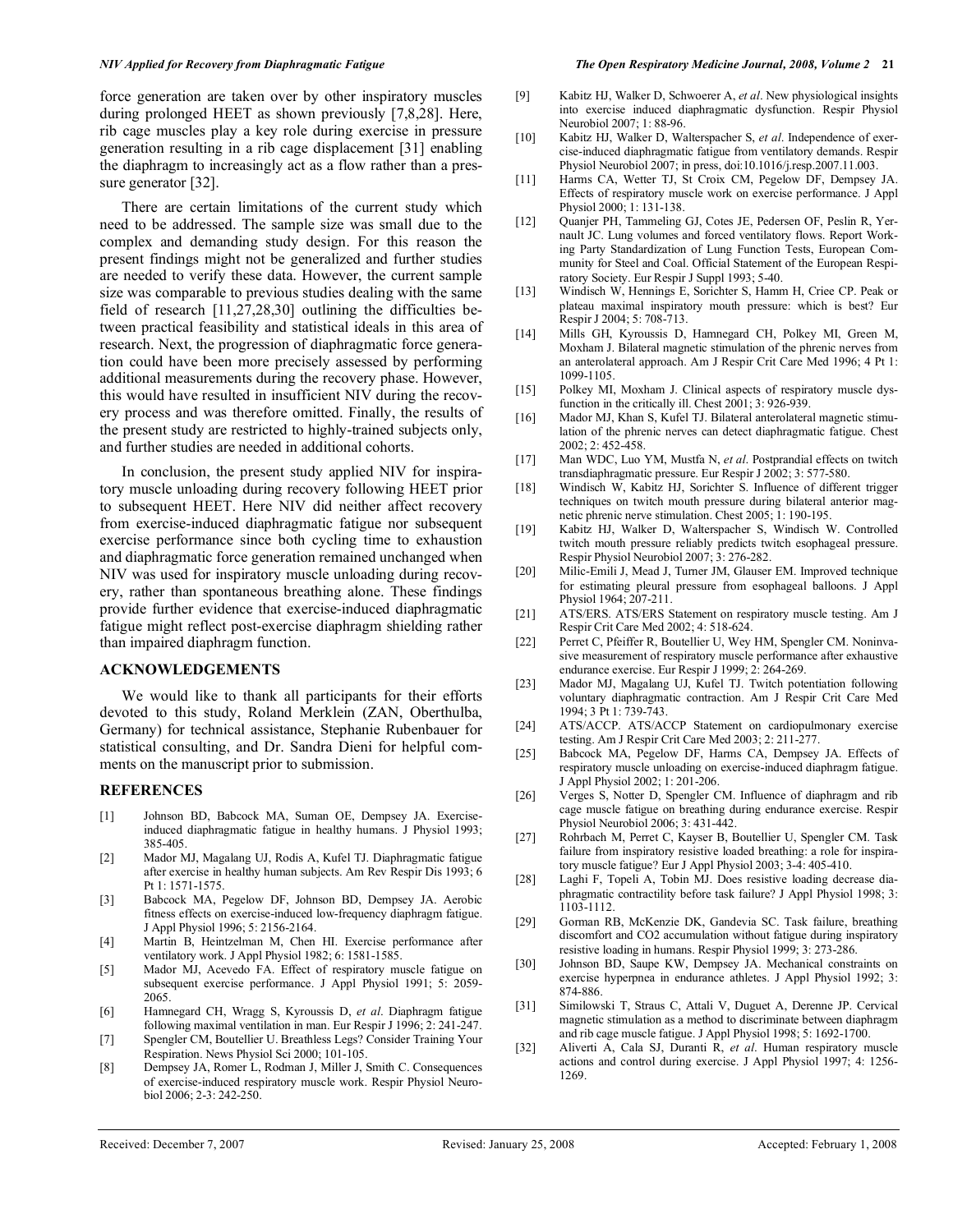force generation are taken over by other inspiratory muscles during prolonged HEET as shown previously [7,8,28]. Here, rib cage muscles play a key role during exercise in pressure generation resulting in a rib cage displacement [31] enabling the diaphragm to increasingly act as a flow rather than a pressure generator [32].

There are certain limitations of the current study which need to be addressed. The sample size was small due to the complex and demanding study design. For this reason the present findings might not be generalized and further studies are needed to verify these data. However, the current sample size was comparable to previous studies dealing with the same field of research [11,27,28,30] outlining the difficulties between practical feasibility and statistical ideals in this area of research. Next, the progression of diaphragmatic force generation could have been more precisely assessed by performing additional measurements during the recovery phase. However, this would have resulted in insufficient NIV during the recovery process and was therefore omitted. Finally, the results of the present study are restricted to highly-trained subjects only, and further studies are needed in additional cohorts.

In conclusion, the present study applied NIV for inspiratory muscle unloading during recovery following HEET prior to subsequent HEET. Here NIV did neither affect recovery from exercise-induced diaphragmatic fatigue nor subsequent exercise performance since both cycling time to exhaustion and diaphragmatic force generation remained unchanged when NIV was used for inspiratory muscle unloading during recovery, rather than spontaneous breathing alone. These findings provide further evidence that exercise-induced diaphragmatic fatigue might reflect post-exercise diaphragm shielding rather than impaired diaphragm function.

## ACKNOWLEDGEMENTS

We would like to thank all participants for their efforts devoted to this study, Roland Merklein (ZAN, Oberthulba, Germany) for technical assistance, Stephanie Rubenbauer for statistical consulting, and Dr. Sandra Dieni for helpful comments on the manuscript prior to submission.

## REFERENCES

[1] Johnson BD, Babcock MA, Suman OE, Dempsey JA. Exercise-induced diaphragmatic fatigue in healthy humans. J Physiol 1993; 385-405.

[2] Mador MJ, Magalang UJ, Rodis A, Kufel TJ. Diaphragmatic fatigue after exercise in healthy human subjects. Am Rev Respir Dis 1993; 6 Pt 1: 1571-1575.

[3] Babcock MA, Pegelow DF, Johnson BD, Dempsey JA. Aerobic fitness effects on exercise-induced low-frequency diaphragm fatigue. J Appl Physiol 1996; 5: 2156-2164.

[4] Martin B, Heintzelman M, Chen HI. Exercise performance after ventilatory work. J Appl Physiol 1982; 6: 1581-1585.

[5] Mador MJ, Acevedo FA. Effect of respiratory muscle fatigue on subsequent exercise performance. J Appl Physiol 1991; 5: 2059-2065.

[6] Hamnegard CH, Wragg S, Kyroussis D, *et al*. Diaphragm fatigue following maximal ventilation in man. Eur Respir J 1996; 2: 241-247.

[7] Spengler CM, Boutellier U. Breathless Legs? Consider Training Your Respiration. News Physiol Sci 2000; 101-105.

[8] Dempsey JA, Romer L, Rodman J, Miller J, Smith C. Consequences of exercise-induced respiratory muscle work. Respir Physiol Neurobiol 2006; 2-3: 242-250.

[9] Kabitz HJ, Walker D, Schwoerer A, *et al*. New physiological insights into exercise induced diaphragmatic dysfunction. Respir Physiol Neurobiol 2007; 1: 88-96.

[10] Kabitz HJ, Walker D, Walterspacher S, *et al*. Independence of exercise-induced diaphragmatic fatigue from ventilatory demands. Respir Physiol Neurobiol 2007; in press, doi:10.1016/j.resp.2007.11.003.

[11] Harms CA, Wetter TJ, St Croix CM, Pegelow DF, Dempsey JA. Effects of respiratory muscle work on exercise performance. J Appl Physiol 2000; 1: 131-138.

[12] Quanjer PH, Tammeling GJ, Cotes JE, Pedersen OF, Peslin R, Yernault JC. Lung volumes and forced ventilatory flows. Report Working Party Standardization of Lung Function Tests, European Community for Steel and Coal. Official Statement of the European Respiratory Society. Eur Respir J Suppl 1993; 5-40.

[13] Windisch W, Hennings E, Sorichter S, Hamm H, Criee CP. Peak or plateau maximal inspiratory mouth pressure: which is best? Eur Respir J 2004; 5: 708-713.

[14] Mills GH, Kyroussis D, Hamnegard CH, Polkey MI, Green M, Moxham J. Bilateral magnetic stimulation of the phrenic nerves from an anterolateral approach. Am J Respir Crit Care Med 1996; 4 Pt 1: 1099-1105.

[15] Polkey MI, Moxham J. Clinical aspects of respiratory muscle dysfunction in the critically ill. Chest 2001; 3: 926-939.

[16] Mador MJ, Khan S, Kufel TJ. Bilateral anterolateral magnetic stimulation of the phrenic nerves can detect diaphragmatic fatigue. Chest 2002; 2: 452-458.

[17] Man WDC, Luo YM, Mustfa N, *et al*. Postprandial effects on twitch transdiaphragmatic pressure. Eur Respir J 2002; 3: 577-580.

[18] Windisch W, Kabitz HJ, Sorichter S. Influence of different trigger techniques on twitch mouth pressure during bilateral anterior magnetic phrenic nerve stimulation. Chest 2005; 1: 190-195.

[19] Kabitz HJ, Walker D, Walterspacher S, Windisch W. Controlled twitch mouth pressure reliably predicts twitch esophageal pressure. Respir Physiol Neurobiol 2007; 3: 276-282.

[20] Milic-Emili J, Mead J, Turner JM, Glauser EM. Improved technique for estimating pleural pressure from esophageal balloons. J Appl Physiol 1964; 207-211.

[21] ATS/ERS. ATS/ERS Statement on respiratory muscle testing. Am J Respir Crit Care Med 2002; 4: 518-624.

[22] Perret C, Pfeiffer R, Boutellier U, Wey HM, Spengler CM. Noninvasive measurement of respiratory muscle performance after exhaustive endurance exercise. Eur Respir J 1999; 2: 264-269.

[23] Mador MJ, Magalang UJ, Kufel TJ. Twitch potentiation following voluntary diaphragmatic contraction. Am J Respir Crit Care Med 1994; 3 Pt 1: 739-743.

[24] ATS/ACCP. ATS/ACCP Statement on cardiopulmonary exercise testing. Am J Respir Crit Care Med 2003; 2: 211-277.

[25] Babcock MA, Pegelow DF, Harms CA, Dempsey JA. Effects of respiratory muscle unloading on exercise-induced diaphragm fatigue. J Appl Physiol 2002; 1: 201-206.

[26] Verges S, Notter D, Spengler CM. Influence of diaphragm and rib cage muscle fatigue on breathing during endurance exercise. Respir Physiol Neurobiol 2006; 3: 431-442.

[27] Rohrbach M, Perret C, Kayser B, Boutellier U, Spengler CM. Task failure from inspiratory resistive loaded breathing: a role for inspiratory muscle fatigue? Eur J Appl Physiol 2003; 3-4: 405-410.

[28] Laghi F, Topeli A, Tobin MJ. Does resistive loading decrease diaphragmatic contractility before task failure? J Appl Physiol 1998; 3: 1103-1112.

[29] Gorman RB, McKenzie DK, Gandevia SC. Task failure, breathing discomfort and CO2 accumulation without fatigue during inspiratory resistive loading in humans. Respir Physiol 1999; 3: 273-286.

[30] Johnson BD, Saupe KW, Dempsey JA. Mechanical constraints on exercise hyperpnea in endurance athletes. J Appl Physiol 1992; 3: 874-886.

[31] Similowski T, Straus C, Attali V, Duguet A, Derenne JP. Cervical magnetic stimulation as a method to discriminate between diaphragm and rib cage muscle fatigue. J Appl Physiol 1998; 5: 1692-1700.

[32] Aliverti A, Cala SJ, Duranti R, *et al*. Human respiratory muscle actions and control during exercise. J Appl Physiol 1997; 4: 1256-1269.

Received: December 7, 2007 Revised: January 25, 2008 Accepted: February 1, 2008